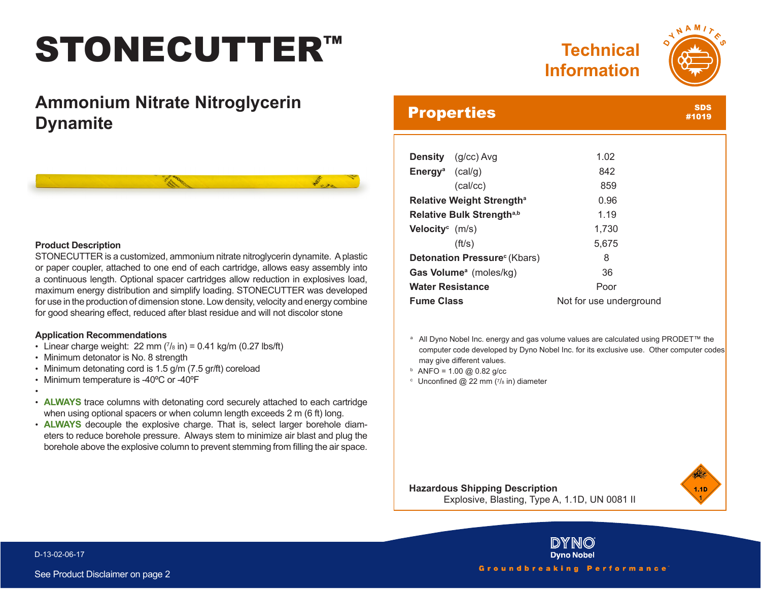# STONECUTTER™

## Ammonium Nitrate Nitroglycerin Dynamite

Technical Information

### Product Description

STONECUTTER is a customized, ammonium nitrate nitroglycerin dynamite. A plastic or paper coupler, attached to one end of each cartridge, allows easy assembly into a continuous length. Optional spacer cartridges allow reduction in explosives load, maximum energy distribution and simplify loading. STONECUTTER was developed for use in the production of dimension stone. Low density, velocity and energy combine for good shearing effect, reduced after blast residue and will not discolor stone

### Application Recommendations

- Linear charge weight: 22 mm (7/8 in) = 0.41 kg/m (0.27 lbs/ft)
- Minimum detonator is No. 8 strength
- Minimum detonating cord is 1.5 g/m (7.5 gr/ft) coreload
- Minimum temperature is -40ºC or -40ºF
- 
- **ALWAYS** trace columns with detonating cord securely attached to each cartridge when using optional spacers or when column length exceeds 2 m (6 ft) long.
- **ALWAYS** decouple the explosive charge. That is, select larger borehole diameters to reduce borehole pressure. Always stem to minimize air blast and plug the borehole above the explosive column to prevent stemming from filling the air space.

## Properties

SDS #1019

| Property | | Value |
|---|---|---|
| **Density** | (g/cc) Avg | 1.02 |
| **Energy**[a] | (cal/g) | 842 |
| | (cal/cc) | 859 |
| **Relative Weight Strength**[a] | | 0.96 |
| **Relative Bulk Strength**[a,b] | | 1.19 |
| **Velocity**[c] | (m/s) | 1,730 |
| | (ft/s) | 5,675 |
| **Detonation Pressure**[c] | (Kbars) | 8 |
| **Gas Volume**[a] | (moles/kg) | 36 |
| **Water Resistance** | | Poor |
| **Fume Class** | | Not for use underground |

[a] All Dyno Nobel Inc. energy and gas volume values are calculated using PRODET™ the computer code developed by Dyno Nobel Inc. for its exclusive use. Other computer codes may give different values.

[b] ANFO = 1.00 @ 0.82 g/cc

[c] Unconfined @ 22 mm (7/8 in) diameter

**Hazardous Shipping Description**

Explosive, Blasting, Type A, 1.1D, UN 0081 II

D-13-02-06-17

See Product Disclaimer on page 2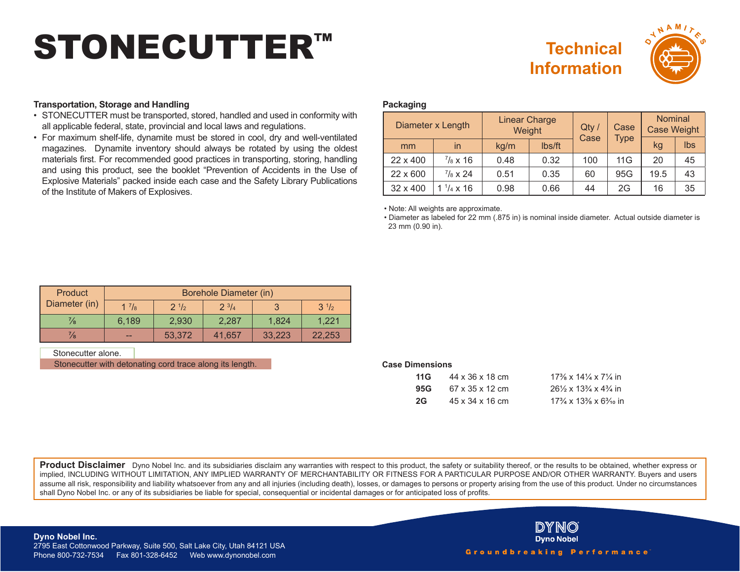# STONECUTTER™

## Technical Information

### Transportation, Storage and Handling

- STONECUTTER must be transported, stored, handled and used in conformity with all applicable federal, state, provincial and local laws and regulations.
- For maximum shelf-life, dynamite must be stored in cool, dry and well-ventilated magazines. Dynamite inventory should always be rotated by using the oldest materials first. For recommended good practices in transporting, storing, handling and using this product, see the booklet "Prevention of Accidents in the Use of Explosive Materials" packed inside each case and the Safety Library Publications of the Institute of Makers of Explosives.

### Packaging

| Diameter x Length | | Linear Charge Weight | | Qty / Case | Case Type | Nominal Case Weight | |
|---|---|---|---|---|---|---|---|
| mm | in | kg/m | lbs/ft | | | kg | lbs |
| 22 x 400 | 7/8 x 16 | 0.48 | 0.32 | 100 | 11G | 20 | 45 |
| 22 x 600 | 7/8 x 24 | 0.51 | 0.35 | 60 | 95G | 19.5 | 43 |
| 32 x 400 | 1 1/4 x 16 | 0.98 | 0.66 | 44 | 2G | 16 | 35 |

- Note: All weights are approximate.
- Diameter as labeled for 22 mm (.875 in) is nominal inside diameter. Actual outside diameter is 23 mm (0.90 in).

| Product Diameter (in) | Borehole Diameter (in) | | | | |
|---|---|---|---|---|---|
| | 1 7/8 | 2 1/2 | 2 3/4 | 3 | 3 1/2 |
| 7/8 | 6,189 | 2,930 | 2,287 | 1,824 | 1,221 |
| 7/8 | -- | 53,372 | 41,657 | 33,223 | 22,253 |

Stonecutter alone.

Stonecutter with detonating cord trace along its length.

### Case Dimensions

| | | |
|---|---|---|
| **11G** | 44 x 36 x 18 cm | 17⅜ x 14¼ x 7¼ in |
| **95G** | 67 x 35 x 12 cm | 26½ x 13¾ x 4¾ in |
| **2G** | 45 x 34 x 16 cm | 17¾ x 13⅜ x 6³⁄₁₀ in |

**Product Disclaimer** Dyno Nobel Inc. and its subsidiaries disclaim any warranties with respect to this product, the safety or suitability thereof, or the results to be obtained, whether express or implied, INCLUDING WITHOUT LIMITATION, ANY IMPLIED WARRANTY OF MERCHANTABILITY OR FITNESS FOR A PARTICULAR PURPOSE AND/OR OTHER WARRANTY. Buyers and users assume all risk, responsibility and liability whatsoever from any and all injuries (including death), losses, or damages to persons or property arising from the use of this product. Under no circumstances shall Dyno Nobel Inc. or any of its subsidiaries be liable for special, consequential or incidental damages or for anticipated loss of profits.

**Dyno Nobel Inc.**
2795 East Cottonwood Parkway, Suite 500, Salt Lake City, Utah 84121 USA
Phone 800-732-7534 Fax 801-328-6452 Web www.dynonobel.com

DYNO Dyno Nobel

Groundbreaking Performance